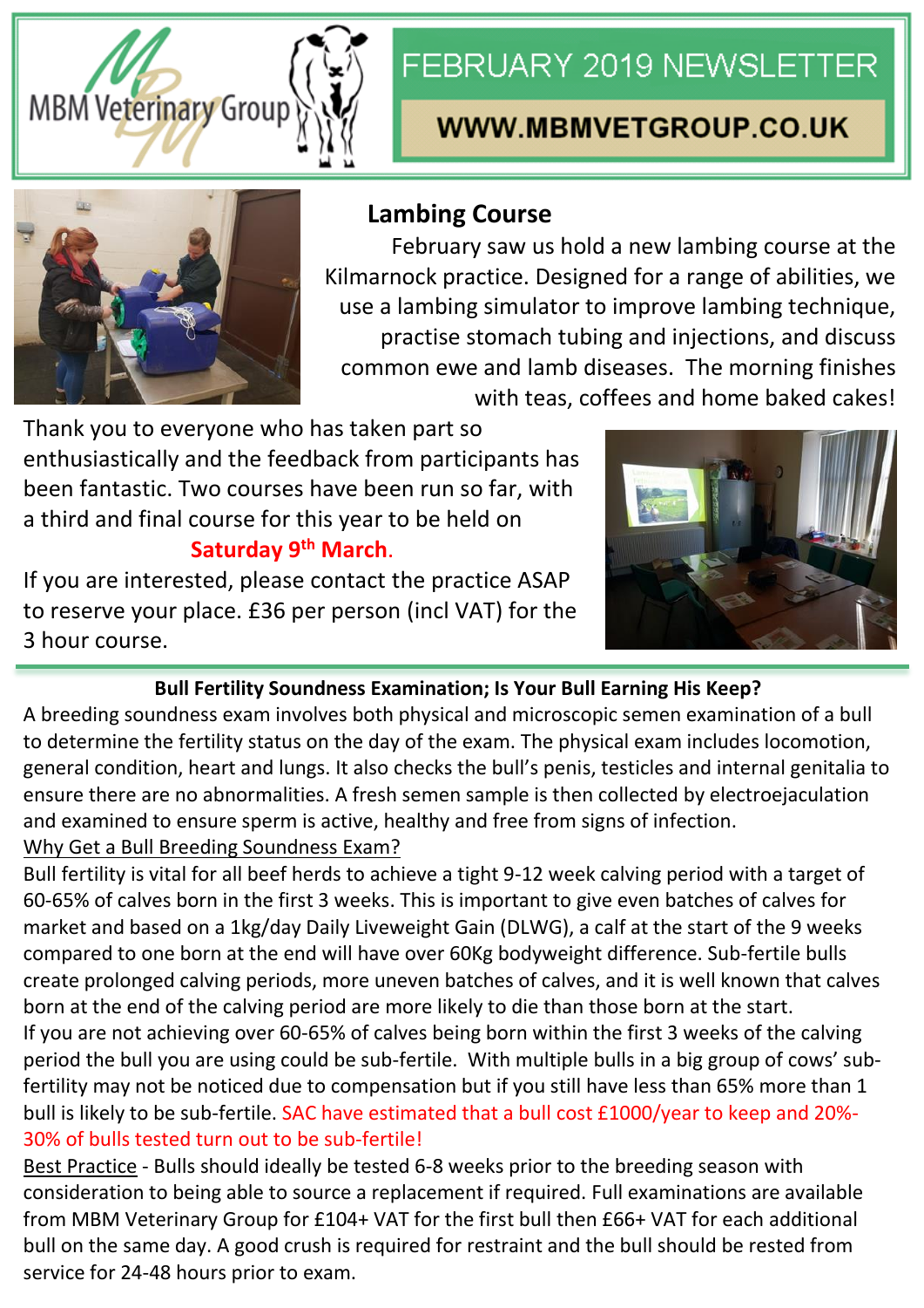MBM Veterinary Group

# FEBRUARY 2019 NEWSLETTER

**WWW.MBMVETGROUP.CO.UK**

## Lambing Course

February saw us hold a new lambing course at the Kilmarnock practice. Designed for a range of abilities, we use a lambing simulator to improve lambing technique, practise stomach tubing and injections, and discuss common ewe and lamb diseases. The morning finishes with teas, coffees and home baked cakes!

Thank you to everyone who has taken part so enthusiastically and the feedback from participants has been fantastic. Two courses have been run so far, with a third and final course for this year to be held on

**Saturday 9th March.**

If you are interested, please contact the practice ASAP to reserve your place. £36 per person (incl VAT) for the 3 hour course.

## Bull Fertility Soundness Examination; Is Your Bull Earning His Keep?

A breeding soundness exam involves both physical and microscopic semen examination of a bull to determine the fertility status on the day of the exam. The physical exam includes locomotion, general condition, heart and lungs. It also checks the bull's penis, testicles and internal genitalia to ensure there are no abnormalities. A fresh semen sample is then collected by electroejaculation and examined to ensure sperm is active, healthy and free from signs of infection.

Why Get a Bull Breeding Soundness Exam?

Bull fertility is vital for all beef herds to achieve a tight 9-12 week calving period with a target of 60-65% of calves born in the first 3 weeks. This is important to give even batches of calves for market and based on a 1kg/day Daily Liveweight Gain (DLWG), a calf at the start of the 9 weeks compared to one born at the end will have over 60Kg bodyweight difference. Sub-fertile bulls create prolonged calving periods, more uneven batches of calves, and it is well known that calves born at the end of the calving period are more likely to die than those born at the start.

If you are not achieving over 60-65% of calves being born within the first 3 weeks of the calving period the bull you are using could be sub-fertile. With multiple bulls in a big group of cows' sub-fertility may not be noticed due to compensation but if you still have less than 65% more than 1 bull is likely to be sub-fertile. SAC have estimated that a bull cost £1000/year to keep and 20%-30% of bulls tested turn out to be sub-fertile!

Best Practice - Bulls should ideally be tested 6-8 weeks prior to the breeding season with consideration to being able to source a replacement if required. Full examinations are available from MBM Veterinary Group for £104+ VAT for the first bull then £66+ VAT for each additional bull on the same day. A good crush is required for restraint and the bull should be rested from service for 24-48 hours prior to exam.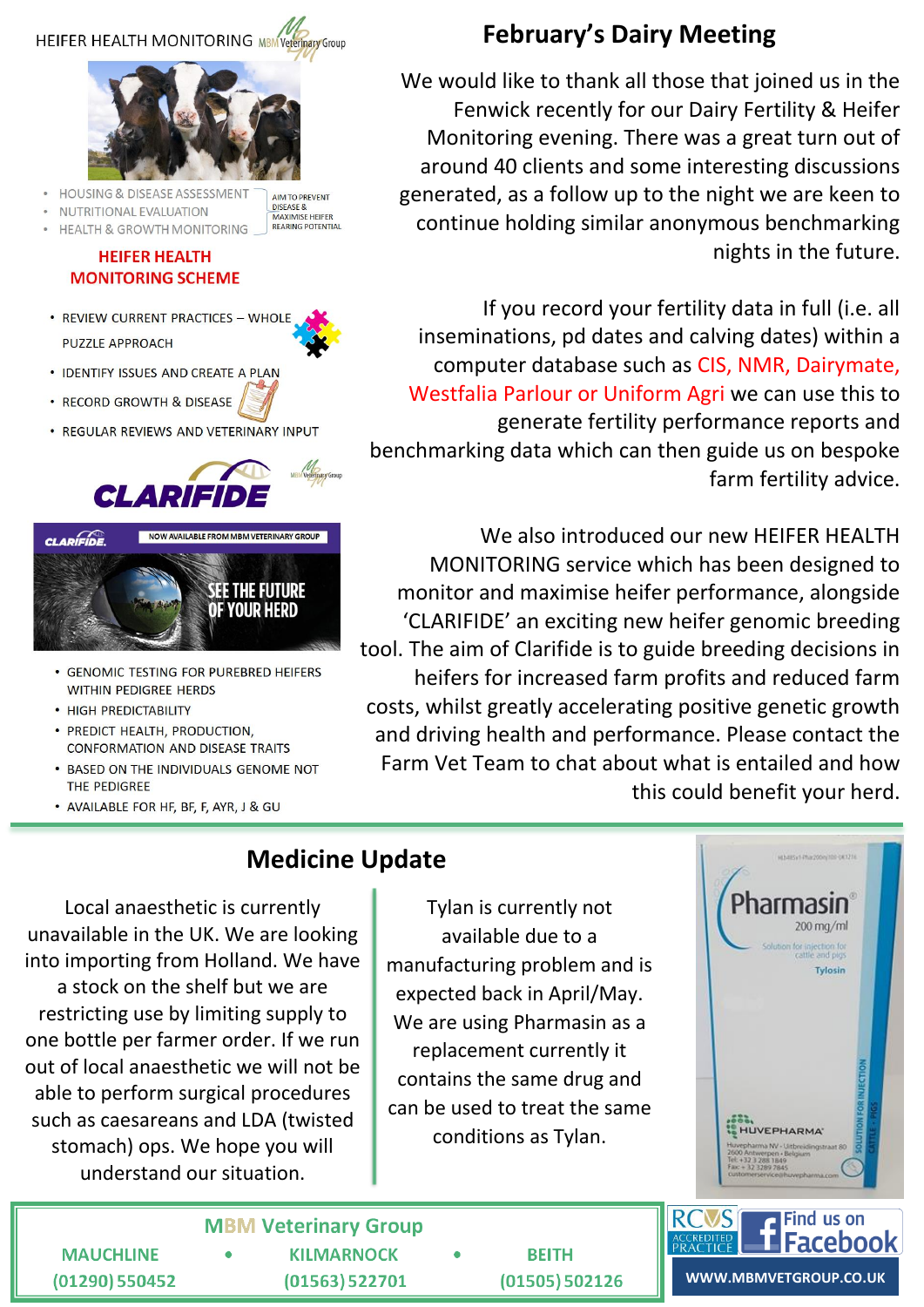HEIFER HEALTH MONITORING MBM Veterinary Group

- HOUSING & DISEASE ASSESSMENT
- NUTRITIONAL EVALUATION
- HEALTH & GROWTH MONITORING

AIM TO PREVENT DISEASE & MAXIMISE HEIFER REARING POTENTIAL

**HEIFER HEALTH MONITORING SCHEME**

- REVIEW CURRENT PRACTICES – WHOLE PUZZLE APPROACH
- IDENTIFY ISSUES AND CREATE A PLAN
- RECORD GROWTH & DISEASE
- REGULAR REVIEWS AND VETERINARY INPUT

**CLARIFIDE** MBM Veterinary Group

CLARIFIDE. NOW AVAILABLE FROM MBM VETERINARY GROUP

SEE THE FUTURE OF YOUR HERD

- GENOMIC TESTING FOR PUREBRED HEIFERS WITHIN PEDIGREE HERDS
- HIGH PREDICTABILITY
- PREDICT HEALTH, PRODUCTION, CONFORMATION AND DISEASE TRAITS
- BASED ON THE INDIVIDUALS GENOME NOT THE PEDIGREE
- AVAILABLE FOR HF, BF, F, AYR, J & GU

## February's Dairy Meeting

We would like to thank all those that joined us in the Fenwick recently for our Dairy Fertility & Heifer Monitoring evening. There was a great turn out of around 40 clients and some interesting discussions generated, as a follow up to the night we are keen to continue holding similar anonymous benchmarking nights in the future.

If you record your fertility data in full (i.e. all inseminations, pd dates and calving dates) within a computer database such as CIS, NMR, Dairymate, Westfalia Parlour or Uniform Agri we can use this to generate fertility performance reports and benchmarking data which can then guide us on bespoke farm fertility advice.

We also introduced our new HEIFER HEALTH MONITORING service which has been designed to monitor and maximise heifer performance, alongside 'CLARIFIDE' an exciting new heifer genomic breeding tool. The aim of Clarifide is to guide breeding decisions in heifers for increased farm profits and reduced farm costs, whilst greatly accelerating positive genetic growth and driving health and performance. Please contact the Farm Vet Team to chat about what is entailed and how this could benefit your herd.

## Medicine Update

Local anaesthetic is currently unavailable in the UK. We are looking into importing from Holland. We have a stock on the shelf but we are restricting use by limiting supply to one bottle per farmer order. If we run out of local anaesthetic we will not be able to perform surgical procedures such as caesareans and LDA (twisted stomach) ops. We hope you will understand our situation.

Tylan is currently not available due to a manufacturing problem and is expected back in April/May. We are using Pharmasin as a replacement currently it contains the same drug and can be used to treat the same conditions as Tylan.

Pharmasin 200 mg/ml Solution for injection for cattle and pigs Tylosin HUVEPHARMA

**MBM Veterinary Group**

| MAUCHLINE | KILMARNOCK | BEITH |
|---|---|---|
| (01290) 550452 | (01563) 522701 | (01505) 502126 |

RCVS ACCREDITED PRACTICE

Find us on Facebook

WWW.MBMVETGROUP.CO.UK